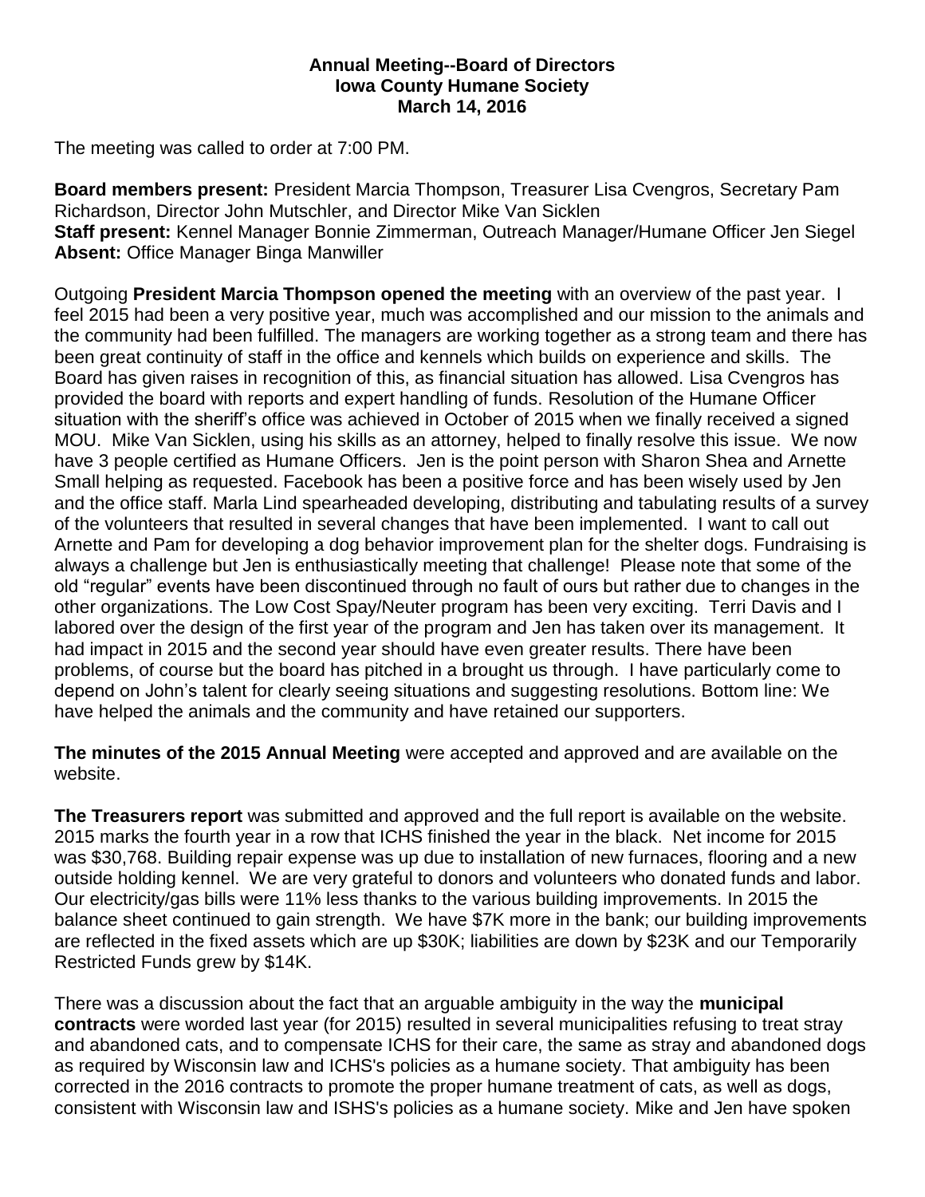**Annual Meeting--Board of Directors**
**Iowa County Humane Society**
**March 14, 2016**

The meeting was called to order at 7:00 PM.

**Board members present:** President Marcia Thompson, Treasurer Lisa Cvengros, Secretary Pam Richardson, Director John Mutschler, and Director Mike Van Sicklen
**Staff present:** Kennel Manager Bonnie Zimmerman, Outreach Manager/Humane Officer Jen Siegel
**Absent:** Office Manager Binga Manwiller

Outgoing **President Marcia Thompson opened the meeting** with an overview of the past year. I feel 2015 had been a very positive year, much was accomplished and our mission to the animals and the community had been fulfilled. The managers are working together as a strong team and there has been great continuity of staff in the office and kennels which builds on experience and skills. The Board has given raises in recognition of this, as financial situation has allowed. Lisa Cvengros has provided the board with reports and expert handling of funds. Resolution of the Humane Officer situation with the sheriff's office was achieved in October of 2015 when we finally received a signed MOU. Mike Van Sicklen, using his skills as an attorney, helped to finally resolve this issue. We now have 3 people certified as Humane Officers. Jen is the point person with Sharon Shea and Arnette Small helping as requested. Facebook has been a positive force and has been wisely used by Jen and the office staff. Marla Lind spearheaded developing, distributing and tabulating results of a survey of the volunteers that resulted in several changes that have been implemented. I want to call out Arnette and Pam for developing a dog behavior improvement plan for the shelter dogs. Fundraising is always a challenge but Jen is enthusiastically meeting that challenge! Please note that some of the old "regular" events have been discontinued through no fault of ours but rather due to changes in the other organizations. The Low Cost Spay/Neuter program has been very exciting. Terri Davis and I labored over the design of the first year of the program and Jen has taken over its management. It had impact in 2015 and the second year should have even greater results. There have been problems, of course but the board has pitched in a brought us through. I have particularly come to depend on John's talent for clearly seeing situations and suggesting resolutions. Bottom line: We have helped the animals and the community and have retained our supporters.

**The minutes of the 2015 Annual Meeting** were accepted and approved and are available on the website.

**The Treasurers report** was submitted and approved and the full report is available on the website. 2015 marks the fourth year in a row that ICHS finished the year in the black. Net income for 2015 was $30,768. Building repair expense was up due to installation of new furnaces, flooring and a new outside holding kennel. We are very grateful to donors and volunteers who donated funds and labor. Our electricity/gas bills were 11% less thanks to the various building improvements. In 2015 the balance sheet continued to gain strength. We have $7K more in the bank; our building improvements are reflected in the fixed assets which are up $30K; liabilities are down by $23K and our Temporarily Restricted Funds grew by $14K.

There was a discussion about the fact that an arguable ambiguity in the way the **municipal contracts** were worded last year (for 2015) resulted in several municipalities refusing to treat stray and abandoned cats, and to compensate ICHS for their care, the same as stray and abandoned dogs as required by Wisconsin law and ICHS's policies as a humane society. That ambiguity has been corrected in the 2016 contracts to promote the proper humane treatment of cats, as well as dogs, consistent with Wisconsin law and ISHS's policies as a humane society. Mike and Jen have spoken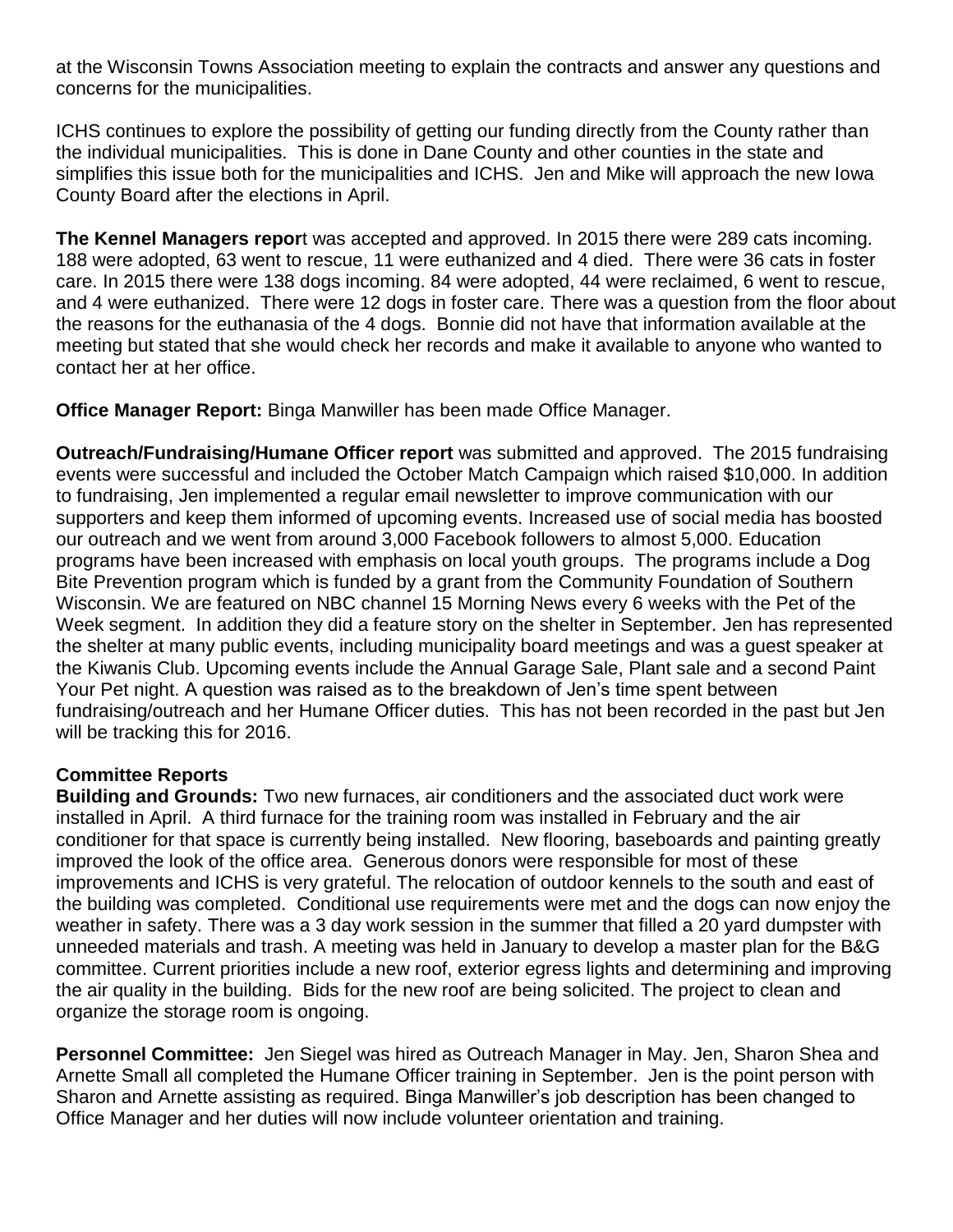at the Wisconsin Towns Association meeting to explain the contracts and answer any questions and concerns for the municipalities.

ICHS continues to explore the possibility of getting our funding directly from the County rather than the individual municipalities. This is done in Dane County and other counties in the state and simplifies this issue both for the municipalities and ICHS. Jen and Mike will approach the new Iowa County Board after the elections in April.

**The Kennel Managers repor**t was accepted and approved. In 2015 there were 289 cats incoming. 188 were adopted, 63 went to rescue, 11 were euthanized and 4 died. There were 36 cats in foster care. In 2015 there were 138 dogs incoming. 84 were adopted, 44 were reclaimed, 6 went to rescue, and 4 were euthanized. There were 12 dogs in foster care. There was a question from the floor about the reasons for the euthanasia of the 4 dogs. Bonnie did not have that information available at the meeting but stated that she would check her records and make it available to anyone who wanted to contact her at her office.

**Office Manager Report:** Binga Manwiller has been made Office Manager.

**Outreach/Fundraising/Humane Officer report** was submitted and approved. The 2015 fundraising events were successful and included the October Match Campaign which raised $10,000. In addition to fundraising, Jen implemented a regular email newsletter to improve communication with our supporters and keep them informed of upcoming events. Increased use of social media has boosted our outreach and we went from around 3,000 Facebook followers to almost 5,000. Education programs have been increased with emphasis on local youth groups. The programs include a Dog Bite Prevention program which is funded by a grant from the Community Foundation of Southern Wisconsin. We are featured on NBC channel 15 Morning News every 6 weeks with the Pet of the Week segment. In addition they did a feature story on the shelter in September. Jen has represented the shelter at many public events, including municipality board meetings and was a guest speaker at the Kiwanis Club. Upcoming events include the Annual Garage Sale, Plant sale and a second Paint Your Pet night. A question was raised as to the breakdown of Jen's time spent between fundraising/outreach and her Humane Officer duties. This has not been recorded in the past but Jen will be tracking this for 2016.

**Committee Reports**

**Building and Grounds:** Two new furnaces, air conditioners and the associated duct work were installed in April. A third furnace for the training room was installed in February and the air conditioner for that space is currently being installed. New flooring, baseboards and painting greatly improved the look of the office area. Generous donors were responsible for most of these improvements and ICHS is very grateful. The relocation of outdoor kennels to the south and east of the building was completed. Conditional use requirements were met and the dogs can now enjoy the weather in safety. There was a 3 day work session in the summer that filled a 20 yard dumpster with unneeded materials and trash. A meeting was held in January to develop a master plan for the B&G committee. Current priorities include a new roof, exterior egress lights and determining and improving the air quality in the building. Bids for the new roof are being solicited. The project to clean and organize the storage room is ongoing.

**Personnel Committee:** Jen Siegel was hired as Outreach Manager in May. Jen, Sharon Shea and Arnette Small all completed the Humane Officer training in September. Jen is the point person with Sharon and Arnette assisting as required. Binga Manwiller's job description has been changed to Office Manager and her duties will now include volunteer orientation and training.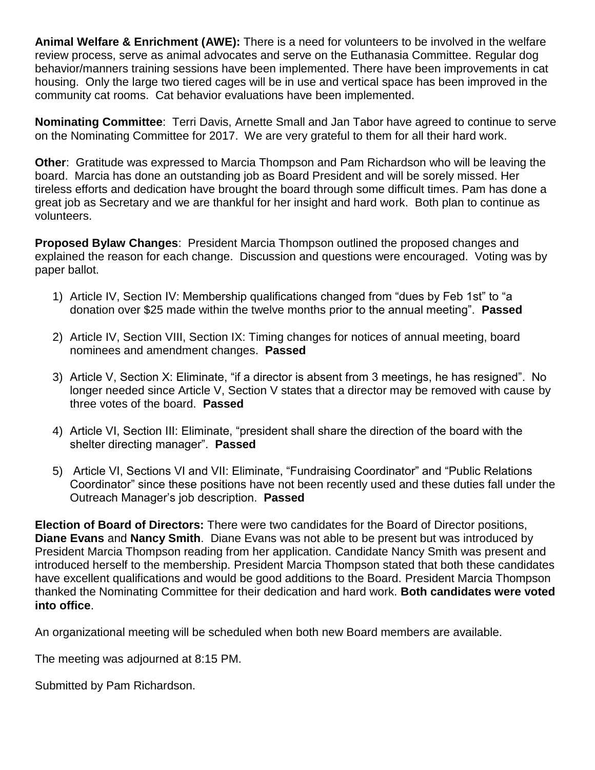**Animal Welfare & Enrichment (AWE):** There is a need for volunteers to be involved in the welfare review process, serve as animal advocates and serve on the Euthanasia Committee. Regular dog behavior/manners training sessions have been implemented. There have been improvements in cat housing. Only the large two tiered cages will be in use and vertical space has been improved in the community cat rooms. Cat behavior evaluations have been implemented.

**Nominating Committee**: Terri Davis, Arnette Small and Jan Tabor have agreed to continue to serve on the Nominating Committee for 2017. We are very grateful to them for all their hard work.

**Other**: Gratitude was expressed to Marcia Thompson and Pam Richardson who will be leaving the board. Marcia has done an outstanding job as Board President and will be sorely missed. Her tireless efforts and dedication have brought the board through some difficult times. Pam has done a great job as Secretary and we are thankful for her insight and hard work. Both plan to continue as volunteers.

**Proposed Bylaw Changes**: President Marcia Thompson outlined the proposed changes and explained the reason for each change. Discussion and questions were encouraged. Voting was by paper ballot.

1) Article IV, Section IV: Membership qualifications changed from “dues by Feb 1st” to “a donation over $25 made within the twelve months prior to the annual meeting”. **Passed**

2) Article IV, Section VIII, Section IX: Timing changes for notices of annual meeting, board nominees and amendment changes. **Passed**

3) Article V, Section X: Eliminate, “if a director is absent from 3 meetings, he has resigned”. No longer needed since Article V, Section V states that a director may be removed with cause by three votes of the board. **Passed**

4) Article VI, Section III: Eliminate, “president shall share the direction of the board with the shelter directing manager”. **Passed**

5) Article VI, Sections VI and VII: Eliminate, “Fundraising Coordinator” and “Public Relations Coordinator” since these positions have not been recently used and these duties fall under the Outreach Manager’s job description. **Passed**

**Election of Board of Directors:** There were two candidates for the Board of Director positions, **Diane Evans** and **Nancy Smith**. Diane Evans was not able to be present but was introduced by President Marcia Thompson reading from her application. Candidate Nancy Smith was present and introduced herself to the membership. President Marcia Thompson stated that both these candidates have excellent qualifications and would be good additions to the Board. President Marcia Thompson thanked the Nominating Committee for their dedication and hard work. **Both candidates were voted into office**.

An organizational meeting will be scheduled when both new Board members are available.

The meeting was adjourned at 8:15 PM.

Submitted by Pam Richardson.